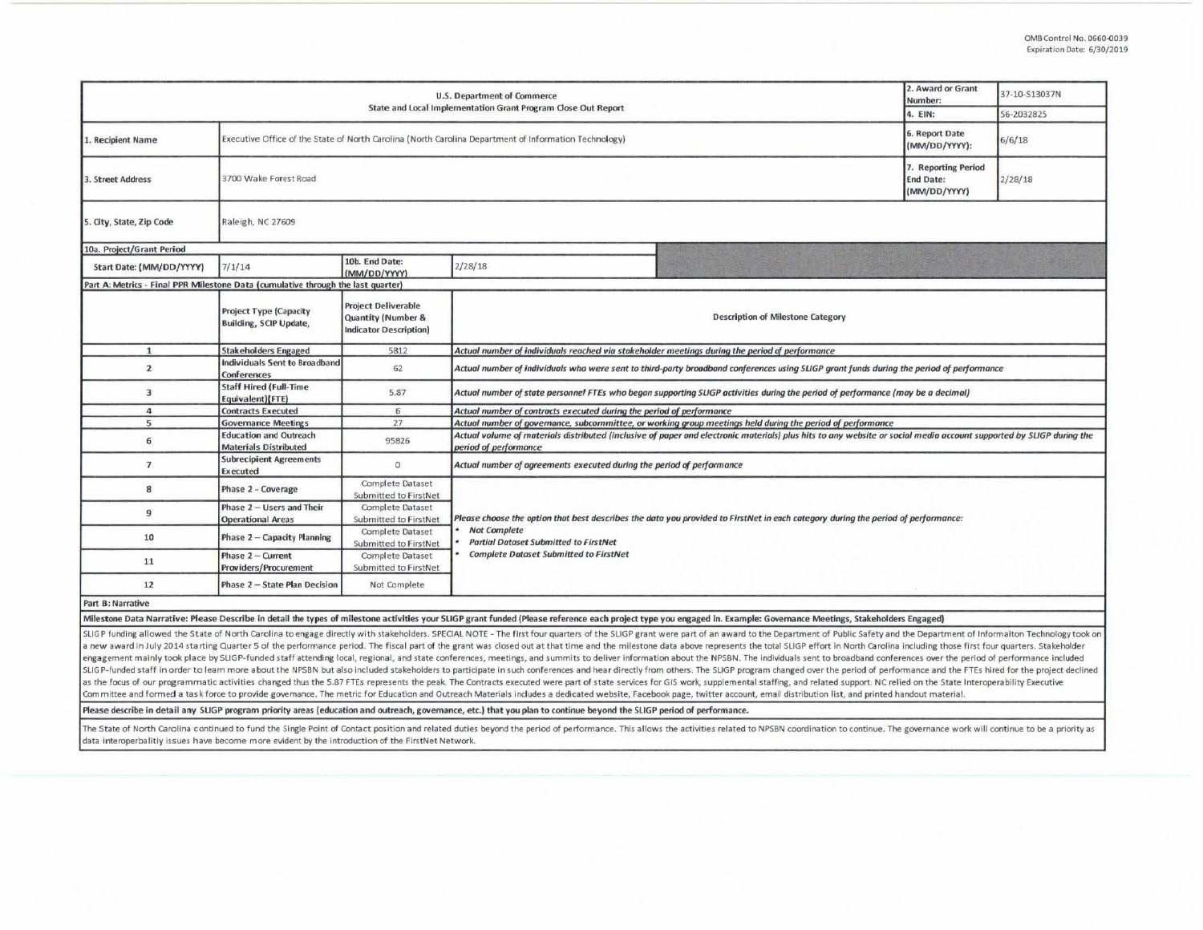OMB Control No. 0660-0039
Expiration Date: 6/30/2019

| U.S. Department of Commerce<br>State and Local Implementation Grant Program Close Out Report | | | 2. Award or Grant Number: | 37-10-S13037N |
|---|---|---|---|---|
| | | | 4. EIN: | 56-2032825 |
| 1. Recipient Name | Executive Office of the State of North Carolina (North Carolina Department of Information Technology) | | 6. Report Date (MM/DD/YYYY): | 6/6/18 |
| 3. Street Address | 3700 Wake Forest Road | | 7. Reporting Period End Date: (MM/DD/YYYY) | 2/28/18 |
| 5. City, State, Zip Code | Raleigh, NC 27609 | | | |
| 10a. Project/Grant Period | | | | |
| Start Date: (MM/DD/YYYY) | 7/1/14 | 10b. End Date: (MM/DD/YYYY) | 2/28/18 | |

**Part A: Metrics - Final PPR Milestone Data (cumulative through the last quarter)**

| | Project Type (Capacity Building, SCIP Update, | Project Deliverable Quantity (Number & Indicator Description) | Description of Milestone Category |
|---|---|---|---|
| 1 | Stakeholders Engaged | 5812 | *Actual number of individuals reached via stakeholder meetings during the period of performance* |
| 2 | Individuals Sent to Broadband Conferences | 62 | *Actual number of individuals who were sent to third-party broadband conferences using SLIGP grant funds during the period of performance* |
| 3 | Staff Hired (Full-Time Equivalent)(FTE) | 5.87 | *Actual number of state personnel FTEs who began supporting SLIGP activities during the period of performance (may be a decimal)* |
| 4 | Contracts Executed | 6 | *Actual number of contracts executed during the period of performance* |
| 5 | Governance Meetings | 27 | *Actual number of governance, subcommittee, or working group meetings held during the period of performance* |
| 6 | Education and Outreach Materials Distributed | 95826 | *Actual volume of materials distributed (inclusive of paper and electronic materials) plus hits to any website or social media account supported by SLIGP during the period of performance* |
| 7 | Subrecipient Agreements Executed | 0 | *Actual number of agreements executed during the period of performance* |
| 8 | Phase 2 - Coverage | Complete Dataset Submitted to FirstNet | *Please choose the option that best describes the data you provided to FirstNet in each category during the period of performance:*<br>• ***Not Complete***<br>• ***Partial Dataset Submitted to FirstNet***<br>• ***Complete Dataset Submitted to FirstNet*** |
| 9 | Phase 2 – Users and Their Operational Areas | Complete Dataset Submitted to FirstNet | |
| 10 | Phase 2 – Capacity Planning | Complete Dataset Submitted to FirstNet | |
| 11 | Phase 2 – Current Providers/Procurement | Complete Dataset Submitted to FirstNet | |
| 12 | Phase 2 – State Plan Decision | Not Complete | |

**Part B: Narrative**

**Milestone Data Narrative: Please Describe in detail the types of milestone activities your SLIGP grant funded (Please reference each project type you engaged in. Example: Governance Meetings, Stakeholders Engaged)**

SLIGP funding allowed the State of North Carolina to engage directly with stakeholders. SPECIAL NOTE - The first four quarters of the SLIGP grant were part of an award to the Department of Public Safety and the Department of Informaiton Technology took on a new award in July 2014 starting Quarter 5 of the performance period. The fiscal part of the grant was closed out at that time and the milestone data above represents the total SLIGP effort in North Carolina including those first four quarters. Stakeholder engagement mainly took place by SLIGP-funded staff attending local, regional, and state conferences, meetings, and summits to deliver information about the NPSBN. The individuals sent to broadband conferences over the period of performance included SLIGP-funded staff in order to learn more about the NPSBN but also included stakeholders to participate in such conferences and hear directly from others. The SLIGP program changed over the period of performance and the FTEs hired for the project declined as the focus of our programmatic activities changed thus the 5.87 FTEs represents the peak. The Contracts executed were part of state services for GIS work, supplemental staffing, and related support. NC relied on the State Interoperability Executive Committee and formed a task force to provide governance. The metric for Education and Outreach Materials includes a dedicated website, Facebook page, twitter account, email distribution list, and printed handout material.

**Please describe in detail any SLIGP program priority areas (education and outreach, governance, etc.) that you plan to continue beyond the SLIGP period of performance.**

The State of North Carolina continued to fund the Single Point of Contact position and related duties beyond the period of performance. This allows the activities related to NPSBN coordination to continue. The governance work will continue to be a priority as data interoperbalitiy issues have become more evident by the introduction of the FirstNet Network.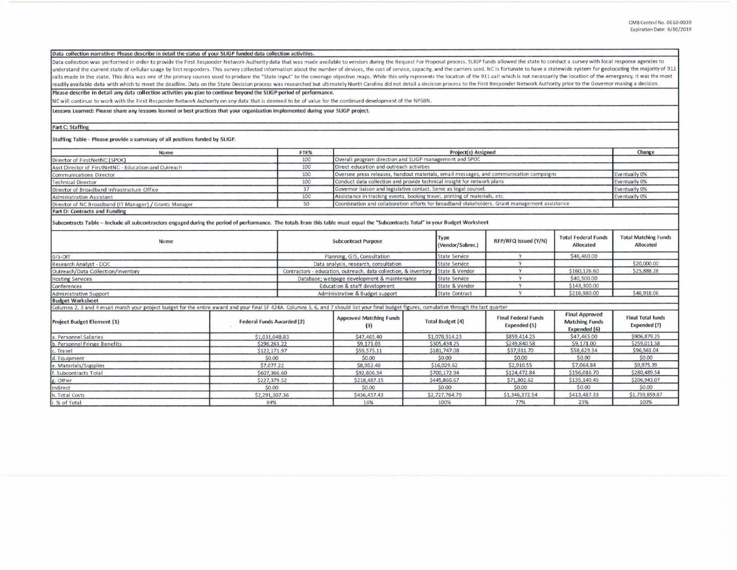**Data collection narrative: Please describe in detail the status of your SLIGP funded data collection activities.**

Data collection was performed in order to provide the First Responder Network Authority data that was made available to vendors during the Request For Proposal process. SLIGP funds allowed the state to conduct a survey with local response agencies to understand the current state of cellular usage by first responders. This survey collected information about the number of devices, the cost of service, capacity, and the carriers used. NC is fortunate to have a statewide system for geolocating the majority of 911 calls made in the state. This data was one of the primary sources used to produce the "State Input" to the coverage objective maps. While this only represents the location of the 911 call which is not necessarily the location of the emergency, it was the most readily available data with which to meet the deadline. Data on the State Decision process was researched but ultimately North Carolina did not detail a decision process to the First Responder Network Authority prior to the Governor making a decision.

**Please describe in detail any data collection activities you plan to continue beyond the SLIGP period of performance.**

NC will continue to work with the First Responder Network Authority on any data that is deemed to be of value for the continued development of the NPSBN.

**Lessons Learned: Please share any lessons learned or best practices that your organization implemented during your SLIGP project.**

**Part C: Staffing**

**Staffing Table - Please provide a summary of all positions funded by SLIGP.**

| Name | FTE% | Project(s) Assigned | Change |
|---|---|---|---|
| Director of FirstNetNC (SPOC) | 100 | Overall program direction and SLIGP management and SPOC | |
| Asst Director of FirstNetNC - Education and Outreach | 100 | Direct education and outreach activities | |
| Communications Director | 100 | Oversee press releases, handout materials, email messages, and communication campaigns | Eventually 0% |
| Technical Director | 100 | Conduct data collection and provide technical insight for network plans | Eventually 0% |
| Director of Broadband Infrastructure Office | 37 | Governor liaison and legislative contact. Serve as legal counsel. | Eventually 0% |
| Administrative Assistant | 100 | Assistance in tracking events, booking travel, printing of materials, etc. | Eventually 0% |
| Director of NC Broadband (IT Manager) / Grants Manager | 50 | Coordination and collaboration efforts for broadband stakeholders. Grant management assistance | |

**Part D: Contracts and Funding**

**Subcontracts Table – Include all subcontractors engaged during the period of performance. The totals from this table must equal the "Subcontracts Total" in your Budget Worksheet**

| Name | Subcontract Purpose | Type (Vendor/Subrec.) | RFP/RFQ Issued (Y/N) | Total Federal Funds Allocated | Total Matching Funds Allocated |
|---|---|---|---|---|---|
| GIS-DIT | Planning, GIS, Consultation | State Service | Y | $46,460.00 | |
| Research Analyst - DOC | Data analysis, research, consultation | State Service | Y | | $20,000.00 |
| Outreach/Data Collection/Inventory | Contractors - education, outreach, data collection, & inventory | State & Vendor | Y | $160,126.60 | $25,888.28 |
| Hosting Services | Database; webpage development & maintenance | State Service | Y | $40,500.00 | |
| Conferences | Education & staff development | State & Vendor | Y | $143,300.00 | |
| Administrative Support | Administrative & Budget support | State Contract | Y | $216,980.00 | $46,918.06 |

**Budget Worksheet**

Columns 2, 3 and 4 must match your project budget for the entire award and your final SF 424A. Columns 5, 6, and 7 should list your final budget figures, cumulative through the last quarter

| Project Budget Element (1) | Federal Funds Awarded (2) | Approved Matching Funds (3) | Total Budget (4) | Final Federal Funds Expended (5) | Final Approved Matching Funds Expended (6) | Final Total funds Expended (7) |
|---|---|---|---|---|---|---|
| a. Personnel Salaries | $1,031,048.83 | $47,465.40 | $1,078,514.23 | $859,414.25 | $47,465.00 | $906,879.25 |
| b. Personnel Fringe Benefits | $296,263.22 | $9,171.03 | $305,434.25 | $249,840.58 | $9,171.00 | $259,011.58 |
| c. Travel | $122,171.97 | $59,575.11 | $181,747.08 | $37,931.70 | $58,629.34 | $96,561.04 |
| d. Equipment | $0.00 | $0.00 | $0.00 | $0.00 | $0.00 | $0.00 |
| e. Materials/Supplies | $7,077.22 | $8,952.40 | $16,029.62 | $2,910.55 | $7,064.84 | $9,975.39 |
| f. Subcontracts Total | $607,366.60 | $92,806.34 | $700,172.94 | $124,472.84 | $156,016.70 | $280,489.54 |
| g. Other | $227,379.52 | $218,487.15 | $445,866.67 | $71,802.62 | $135,140.45 | $206,943.07 |
| Indirect | $0.00 | $0.00 | $0.00 | $0.00 | $0.00 | $0.00 |
| h. Total Costs | $2,291,307.36 | $436,457.43 | $2,727,764.79 | $1,346,372.54 | $413,487.33 | $1,759,859.87 |
| i. % of Total | 84% | 16% | 100% | 77% | 23% | 100% |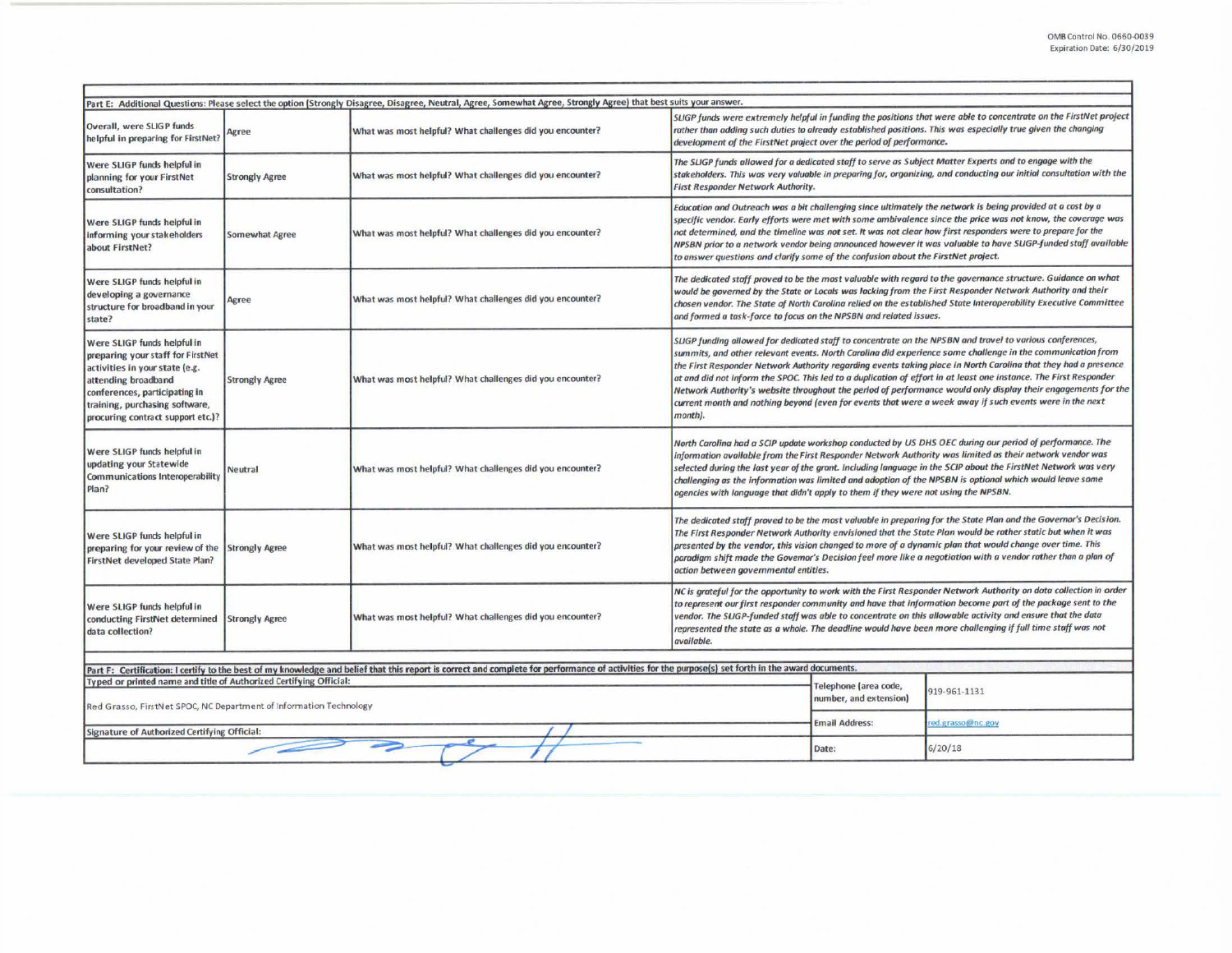| Part E: Additional Questions: Please select the option (Strongly Disagree, Disagree, Neutral, Agree, Somewhat Agree, Strongly Agree) that best suits your answer. | | | |
|---|---|---|---|
| Overall, were SLIGP funds helpful in preparing for FirstNet? | Agree | What was most helpful? What challenges did you encounter? | *SLIGP funds were extremely helpful in funding the positions that were able to concentrate on the FirstNet project rather than adding such duties to already established positions. This was especially true given the changing development of the FirstNet project over the period of performance.* |
| Were SLIGP funds helpful in planning for your FirstNet consultation? | Strongly Agree | What was most helpful? What challenges did you encounter? | *The SLIGP funds allowed for a dedicated staff to serve as Subject Matter Experts and to engage with the stakeholders. This was very valuable in preparing for, organizing, and conducting our initial consultation with the First Responder Network Authority.* |
| Were SLIGP funds helpful in informing your stakeholders about FirstNet? | Somewhat Agree | What was most helpful? What challenges did you encounter? | *Education and Outreach was a bit challenging since ultimately the network is being provided at a cost by a specific vendor. Early efforts were met with some ambivalence since the price was not know, the coverage was not determined, and the timeline was not set. It was not clear how first responders were to prepare for the NPSBN prior to a network vendor being announced however it was valuable to have SLIGP-funded staff available to answer questions and clarify some of the confusion about the FirstNet project.* |
| Were SLIGP funds helpful in developing a governance structure for broadband in your state? | Agree | What was most helpful? What challenges did you encounter? | *The dedicated staff proved to be the most valuable with regard to the governance structure. Guidance on what would be governed by the State or Locals was lacking from the First Responder Network Authority and their chosen vendor. The State of North Carolina relied on the established State Interoperability Executive Committee and formed a task-force to focus on the NPSBN and related issues.* |
| Were SLIGP funds helpful in preparing your staff for FirstNet activities in your state (e.g. attending broadband conferences, participating in training, purchasing software, procuring contract support etc.)? | Strongly Agree | What was most helpful? What challenges did you encounter? | *SLIGP funding allowed for dedicated staff to concentrate on the NPSBN and travel to various conferences, summits, and other relevant events. North Carolina did experience some challenge in the communication from the First Responder Network Authority regarding events taking place in North Carolina that they had a presence at and did not inform the SPOC. This led to a duplication of effort in at least one instance. The First Responder Network Authority's website throughout the period of performance would only display their engagements for the current month and nothing beyond (even for events that were a week away if such events were in the next month).* |
| Were SLIGP funds helpful in updating your Statewide Communications Interoperability Plan? | Neutral | What was most helpful? What challenges did you encounter? | *North Carolina had a SCIP update workshop conducted by US DHS OEC during our period of performance. The information available from the First Responder Network Authority was limited as their network vendor was selected during the last year of the grant. Including language in the SCIP about the FirstNet Network was very challenging as the information was limited and adoption of the NPSBN is optional which would leave some agencies with language that didn't apply to them if they were not using the NPSBN.* |
| Were SLIGP funds helpful in preparing for your review of the FirstNet developed State Plan? | Strongly Agree | What was most helpful? What challenges did you encounter? | *The dedicated staff proved to be the most valuable in preparing for the State Plan and the Governor's Decision. The First Responder Network Authority envisioned that the State Plan would be rather static but when it was presented by the vendor, this vision changed to more of a dynamic plan that would change over time. This paradigm shift made the Governor's Decision feel more like a negotiation with a vendor rather than a plan of action between governmental entities.* |
| Were SLIGP funds helpful in conducting FirstNet determined data collection? | Strongly Agree | What was most helpful? What challenges did you encounter? | *NC is grateful for the opportunity to work with the First Responder Network Authority on data collection in order to represent our first responder community and have that information become part of the package sent to the vendor. The SLIGP-funded staff was able to concentrate on this allowable activity and ensure that the data represented the state as a whole. The deadline would have been more challenging if full time staff was not available.* |

**Part F: Certification:** I certify to the best of my knowledge and belief that this report is correct and complete for performance of activities for the purpose(s) set forth in the award documents.

| Typed or printed name and title of Authorized Certifying Official: | Telephone (area code, number, and extension) | 919-961-1131 |
|---|---|---|
| Red Grasso, FirstNet SPOC, NC Department of Information Technology | Email Address: | red.grasso@nc.gov |
| **Signature of Authorized Certifying Official:** | Date: | 6/20/18 |